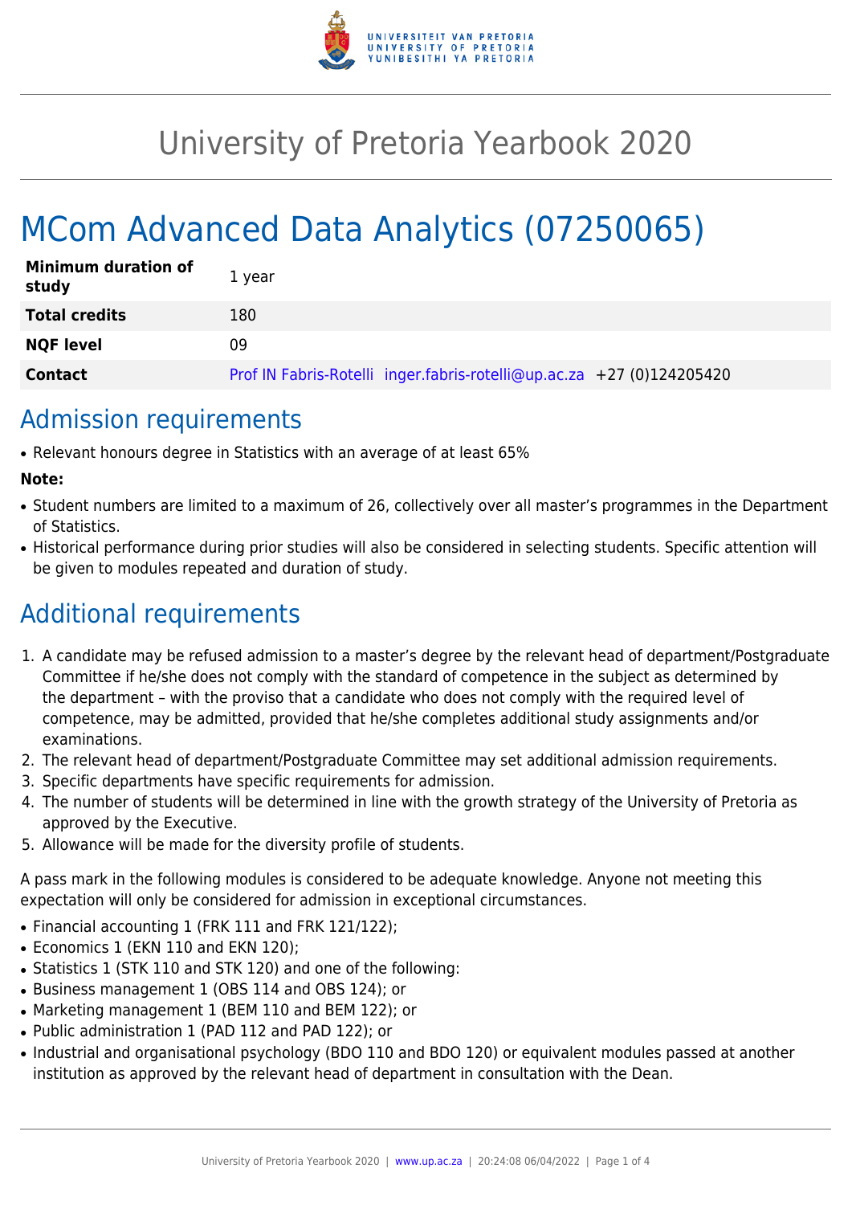# University of Pretoria Yearbook 2020

# MCom Advanced Data Analytics (07250065)

| | |
|---|---|
| **Minimum duration of study** | 1 year |
| **Total credits** | 180 |
| **NQF level** | 09 |
| **Contact** | Prof IN Fabris-Rotelli inger.fabris-rotelli@up.ac.za +27 (0)124205420 |

## Admission requirements

- Relevant honours degree in Statistics with an average of at least 65%

**Note:**

- Student numbers are limited to a maximum of 26, collectively over all master's programmes in the Department of Statistics.
- Historical performance during prior studies will also be considered in selecting students. Specific attention will be given to modules repeated and duration of study.

## Additional requirements

1. A candidate may be refused admission to a master's degree by the relevant head of department/Postgraduate Committee if he/she does not comply with the standard of competence in the subject as determined by the department – with the proviso that a candidate who does not comply with the required level of competence, may be admitted, provided that he/she completes additional study assignments and/or examinations.
2. The relevant head of department/Postgraduate Committee may set additional admission requirements.
3. Specific departments have specific requirements for admission.
4. The number of students will be determined in line with the growth strategy of the University of Pretoria as approved by the Executive.
5. Allowance will be made for the diversity profile of students.

A pass mark in the following modules is considered to be adequate knowledge. Anyone not meeting this expectation will only be considered for admission in exceptional circumstances.

- Financial accounting 1 (FRK 111 and FRK 121/122);
- Economics 1 (EKN 110 and EKN 120);
- Statistics 1 (STK 110 and STK 120) and one of the following:
- Business management 1 (OBS 114 and OBS 124); or
- Marketing management 1 (BEM 110 and BEM 122); or
- Public administration 1 (PAD 112 and PAD 122); or
- Industrial and organisational psychology (BDO 110 and BDO 120) or equivalent modules passed at another institution as approved by the relevant head of department in consultation with the Dean.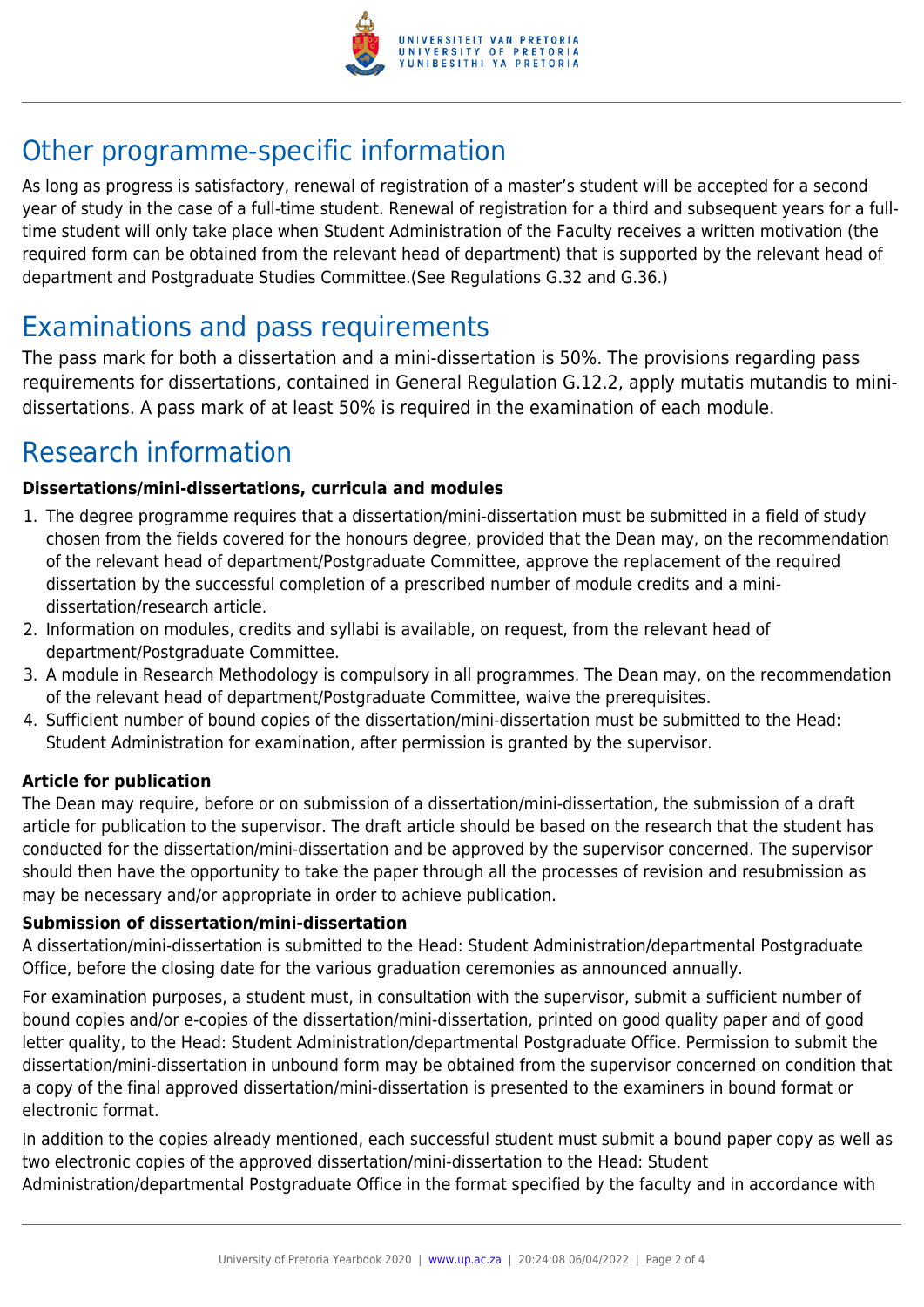## Other programme-specific information

As long as progress is satisfactory, renewal of registration of a master's student will be accepted for a second year of study in the case of a full-time student. Renewal of registration for a third and subsequent years for a full-time student will only take place when Student Administration of the Faculty receives a written motivation (the required form can be obtained from the relevant head of department) that is supported by the relevant head of department and Postgraduate Studies Committee.(See Regulations G.32 and G.36.)

## Examinations and pass requirements

The pass mark for both a dissertation and a mini-dissertation is 50%. The provisions regarding pass requirements for dissertations, contained in General Regulation G.12.2, apply mutatis mutandis to mini-dissertations. A pass mark of at least 50% is required in the examination of each module.

## Research information

**Dissertations/mini-dissertations, curricula and modules**

1. The degree programme requires that a dissertation/mini-dissertation must be submitted in a field of study chosen from the fields covered for the honours degree, provided that the Dean may, on the recommendation of the relevant head of department/Postgraduate Committee, approve the replacement of the required dissertation by the successful completion of a prescribed number of module credits and a mini-dissertation/research article.
2. Information on modules, credits and syllabi is available, on request, from the relevant head of department/Postgraduate Committee.
3. A module in Research Methodology is compulsory in all programmes. The Dean may, on the recommendation of the relevant head of department/Postgraduate Committee, waive the prerequisites.
4. Sufficient number of bound copies of the dissertation/mini-dissertation must be submitted to the Head: Student Administration for examination, after permission is granted by the supervisor.

**Article for publication**

The Dean may require, before or on submission of a dissertation/mini-dissertation, the submission of a draft article for publication to the supervisor. The draft article should be based on the research that the student has conducted for the dissertation/mini-dissertation and be approved by the supervisor concerned. The supervisor should then have the opportunity to take the paper through all the processes of revision and resubmission as may be necessary and/or appropriate in order to achieve publication.

**Submission of dissertation/mini-dissertation**

A dissertation/mini-dissertation is submitted to the Head: Student Administration/departmental Postgraduate Office, before the closing date for the various graduation ceremonies as announced annually.

For examination purposes, a student must, in consultation with the supervisor, submit a sufficient number of bound copies and/or e-copies of the dissertation/mini-dissertation, printed on good quality paper and of good letter quality, to the Head: Student Administration/departmental Postgraduate Office. Permission to submit the dissertation/mini-dissertation in unbound form may be obtained from the supervisor concerned on condition that a copy of the final approved dissertation/mini-dissertation is presented to the examiners in bound format or electronic format.

In addition to the copies already mentioned, each successful student must submit a bound paper copy as well as two electronic copies of the approved dissertation/mini-dissertation to the Head: Student Administration/departmental Postgraduate Office in the format specified by the faculty and in accordance with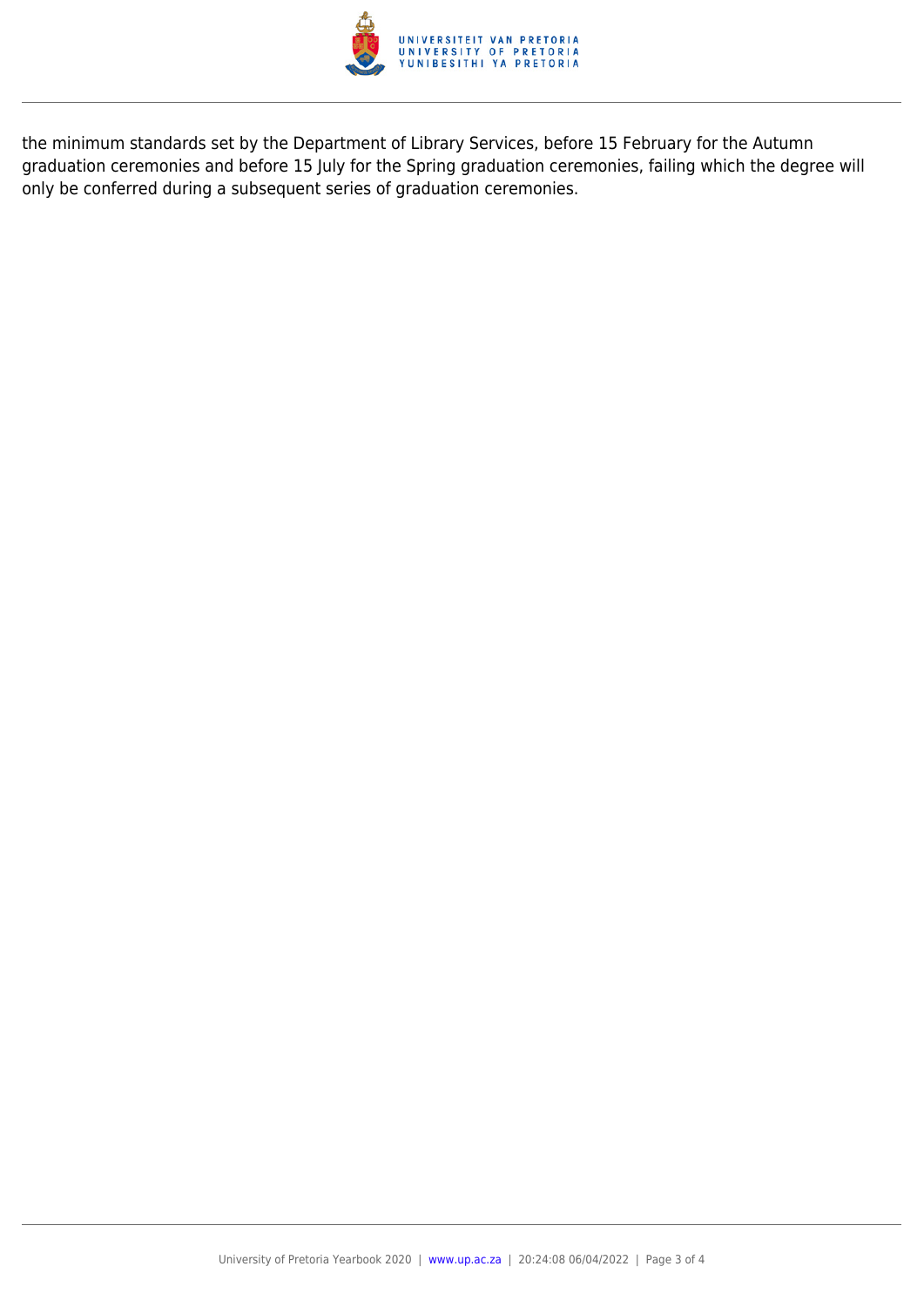the minimum standards set by the Department of Library Services, before 15 February for the Autumn graduation ceremonies and before 15 July for the Spring graduation ceremonies, failing which the degree will only be conferred during a subsequent series of graduation ceremonies.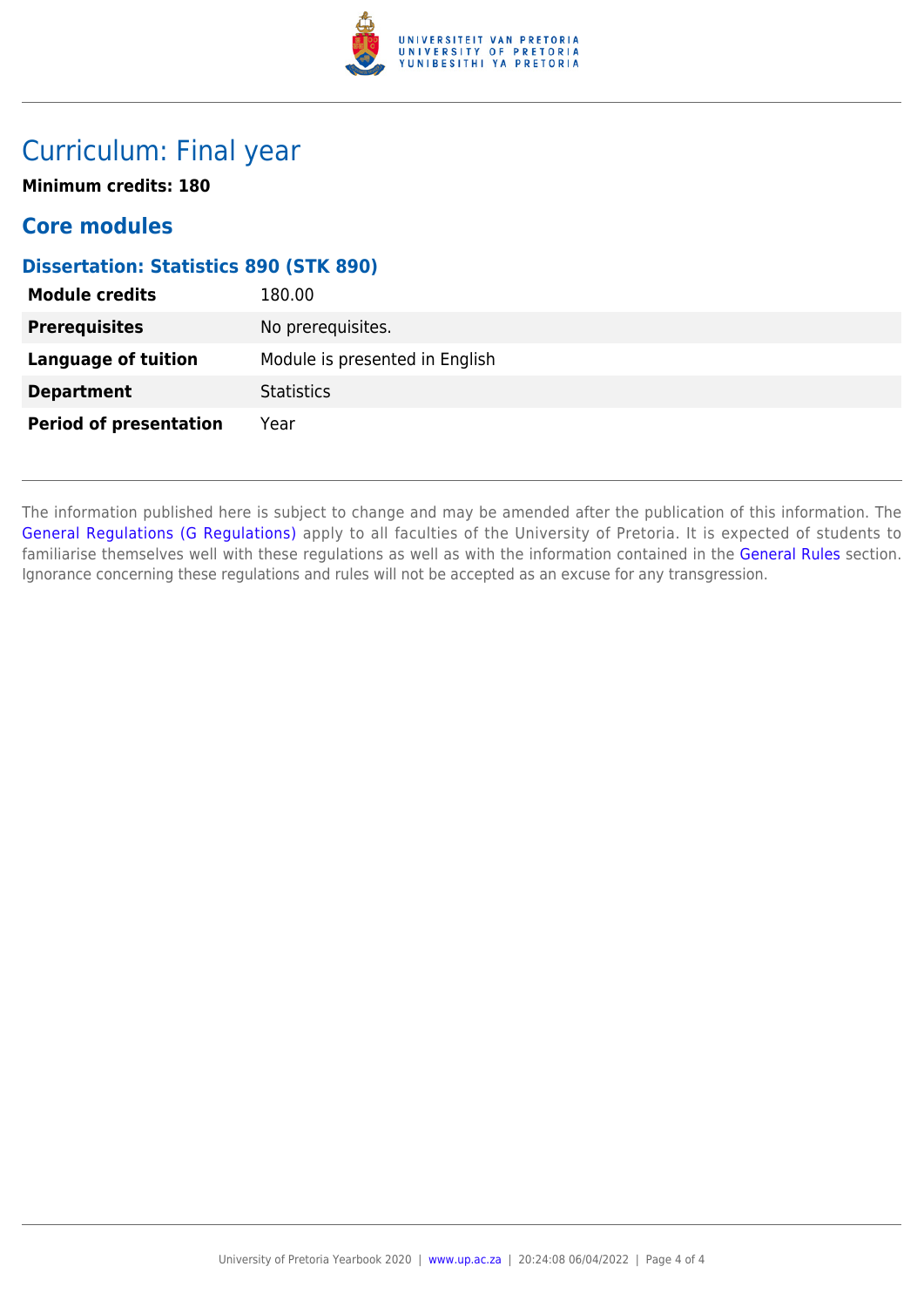# Curriculum: Final year

**Minimum credits: 180**

## Core modules

### Dissertation: Statistics 890 (STK 890)

| | |
|---|---|
| **Module credits** | 180.00 |
| **Prerequisites** | No prerequisites. |
| **Language of tuition** | Module is presented in English |
| **Department** | Statistics |
| **Period of presentation** | Year |

The information published here is subject to change and may be amended after the publication of this information. The General Regulations (G Regulations) apply to all faculties of the University of Pretoria. It is expected of students to familiarise themselves well with these regulations as well as with the information contained in the General Rules section. Ignorance concerning these regulations and rules will not be accepted as an excuse for any transgression.